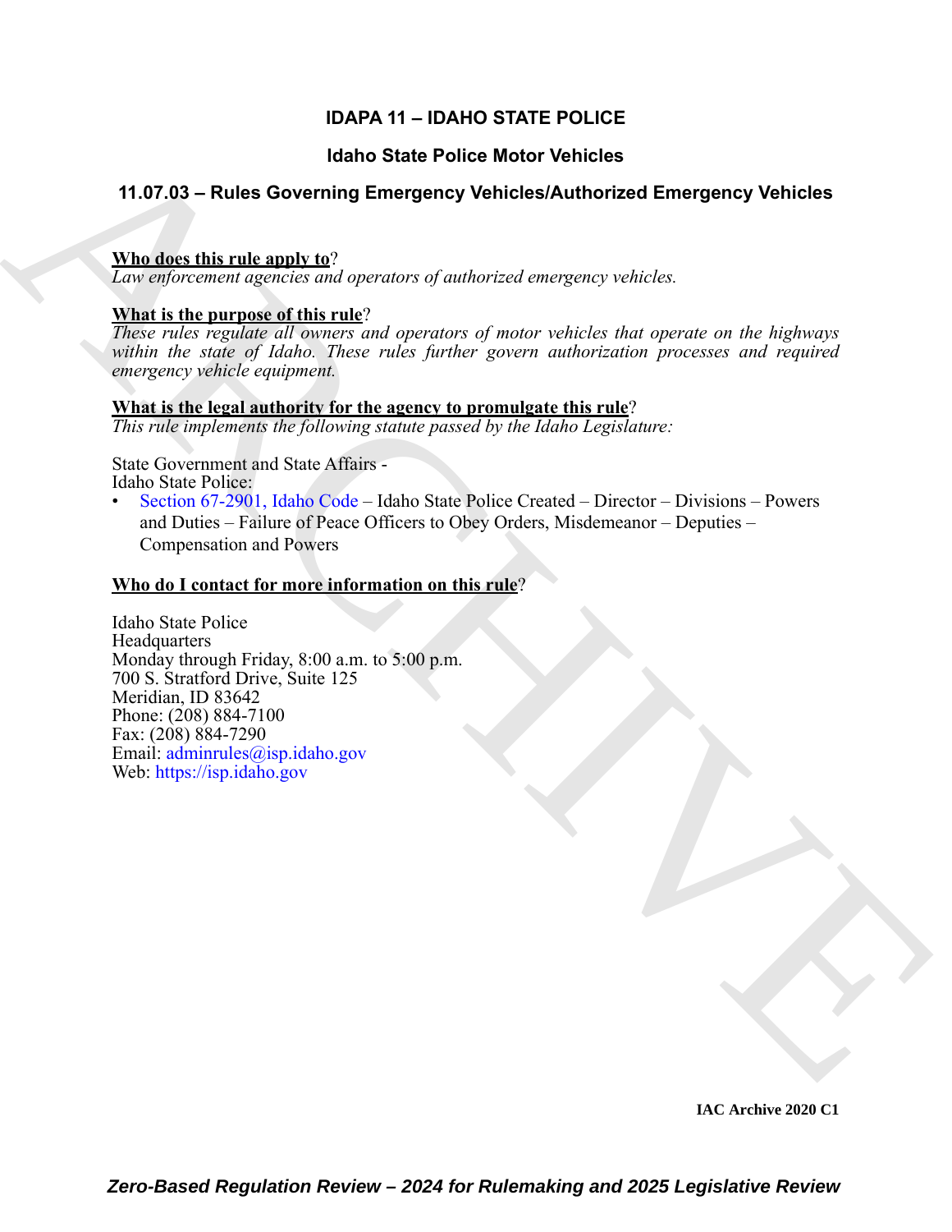# IDAPA 11 – IDAHO STATE POLICE

## Idaho State Police Motor Vehicles

## 11.07.03 – Rules Governing Emergency Vehicles/Authorized Emergency Vehicles

**Who does this rule apply to**?
*Law enforcement agencies and operators of authorized emergency vehicles.*

**What is the purpose of this rule**?
*These rules regulate all owners and operators of motor vehicles that operate on the highways within the state of Idaho. These rules further govern authorization processes and required emergency vehicle equipment.*

**What is the legal authority for the agency to promulgate this rule**?
*This rule implements the following statute passed by the Idaho Legislature:*

State Government and State Affairs -
Idaho State Police:

- Section 67-2901, Idaho Code – Idaho State Police Created – Director – Divisions – Powers and Duties – Failure of Peace Officers to Obey Orders, Misdemeanor – Deputies – Compensation and Powers

**Who do I contact for more information on this rule**?

Idaho State Police
Headquarters
Monday through Friday, 8:00 a.m. to 5:00 p.m.
700 S. Stratford Drive, Suite 125
Meridian, ID 83642
Phone: (208) 884-7100
Fax: (208) 884-7290
Email: adminrules@isp.idaho.gov
Web: https://isp.idaho.gov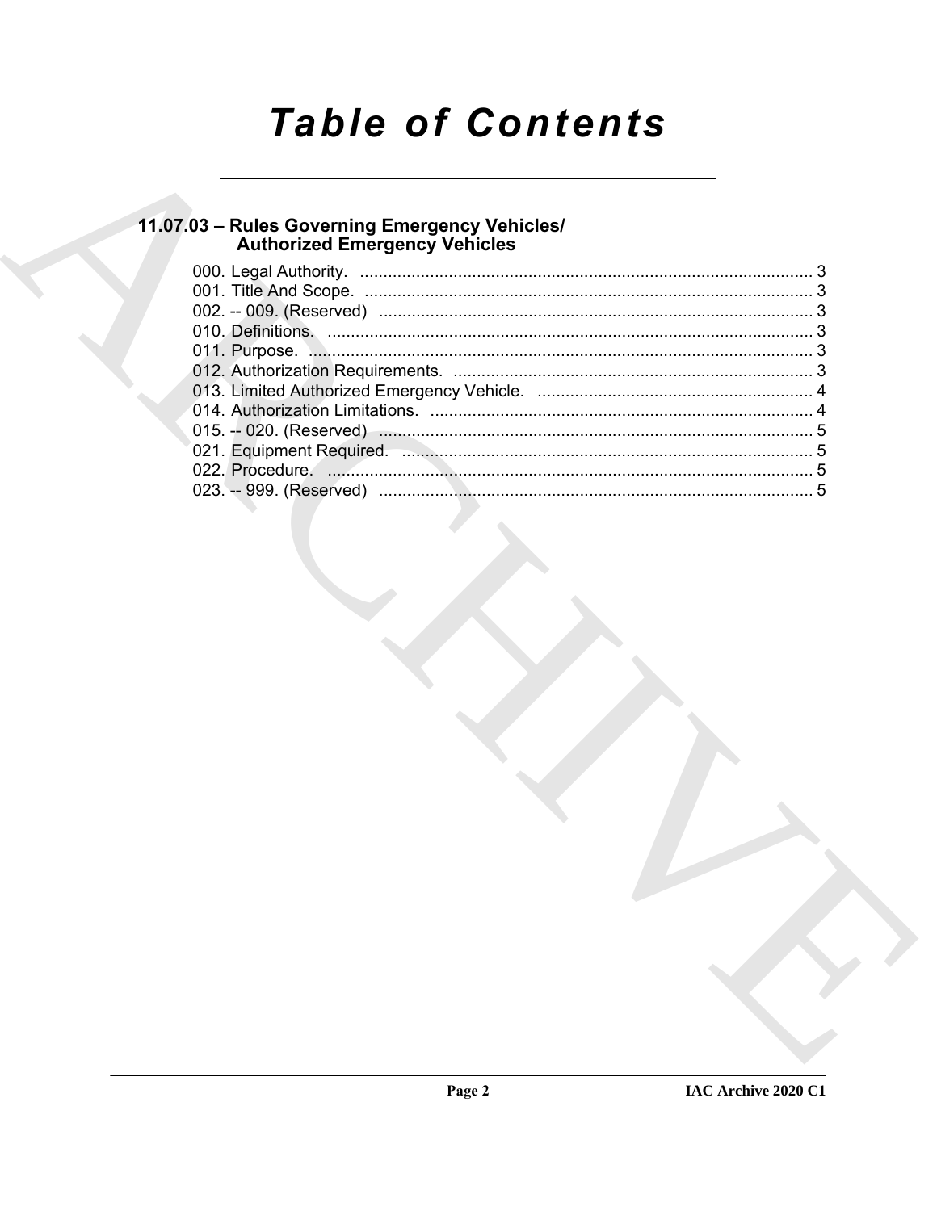# Table of Contents

## 11.07.03 – Rules Governing Emergency Vehicles/ Authorized Emergency Vehicles

000. Legal Authority. ... 3
001. Title And Scope. ... 3
002. -- 009. (Reserved) ... 3
010. Definitions. ... 3
011. Purpose. ... 3
012. Authorization Requirements. ... 3
013. Limited Authorized Emergency Vehicle. ... 4
014. Authorization Limitations. ... 4
015. -- 020. (Reserved) ... 5
021. Equipment Required. ... 5
022. Procedure. ... 5
023. -- 999. (Reserved) ... 5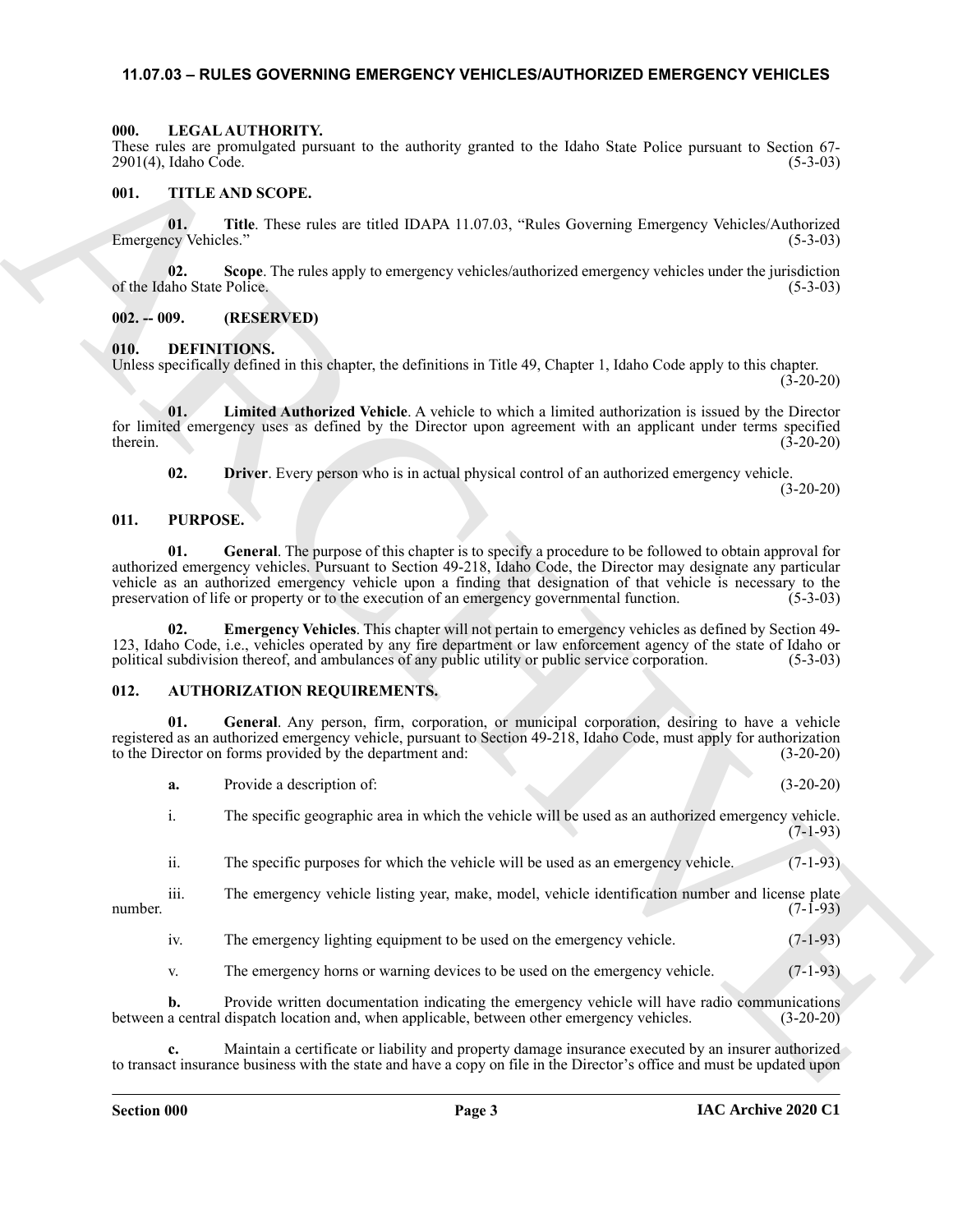## 11.07.03 – RULES GOVERNING EMERGENCY VEHICLES/AUTHORIZED EMERGENCY VEHICLES

### 000. LEGAL AUTHORITY.

These rules are promulgated pursuant to the authority granted to the Idaho State Police pursuant to Section 67-2901(4), Idaho Code. (5-3-03)

### 001. TITLE AND SCOPE.

**01. Title**. These rules are titled IDAPA 11.07.03, "Rules Governing Emergency Vehicles/Authorized Emergency Vehicles." (5-3-03)

**02. Scope**. The rules apply to emergency vehicles/authorized emergency vehicles under the jurisdiction of the Idaho State Police. (5-3-03)

### 002. -- 009. (RESERVED)

### 010. DEFINITIONS.

Unless specifically defined in this chapter, the definitions in Title 49, Chapter 1, Idaho Code apply to this chapter. (3-20-20)

**01. Limited Authorized Vehicle**. A vehicle to which a limited authorization is issued by the Director for limited emergency uses as defined by the Director upon agreement with an applicant under terms specified therein. (3-20-20)

**02. Driver**. Every person who is in actual physical control of an authorized emergency vehicle. (3-20-20)

### 011. PURPOSE.

**01. General**. The purpose of this chapter is to specify a procedure to be followed to obtain approval for authorized emergency vehicles. Pursuant to Section 49-218, Idaho Code, the Director may designate any particular vehicle as an authorized emergency vehicle upon a finding that designation of that vehicle is necessary to the preservation of life or property or to the execution of an emergency governmental function. (5-3-03)

**02. Emergency Vehicles**. This chapter will not pertain to emergency vehicles as defined by Section 49-123, Idaho Code, i.e., vehicles operated by any fire department or law enforcement agency of the state of Idaho or political subdivision thereof, and ambulances of any public utility or public service corporation. (5-3-03)

### 012. AUTHORIZATION REQUIREMENTS.

**01. General**. Any person, firm, corporation, or municipal corporation, desiring to have a vehicle registered as an authorized emergency vehicle, pursuant to Section 49-218, Idaho Code, must apply for authorization to the Director on forms provided by the department and: (3-20-20)

**a.** Provide a description of: (3-20-20)

i. The specific geographic area in which the vehicle will be used as an authorized emergency vehicle. (7-1-93)

ii. The specific purposes for which the vehicle will be used as an emergency vehicle. (7-1-93)

iii. The emergency vehicle listing year, make, model, vehicle identification number and license plate number. (7-1-93)

iv. The emergency lighting equipment to be used on the emergency vehicle. (7-1-93)

v. The emergency horns or warning devices to be used on the emergency vehicle. (7-1-93)

**b.** Provide written documentation indicating the emergency vehicle will have radio communications between a central dispatch location and, when applicable, between other emergency vehicles. (3-20-20)

**c.** Maintain a certificate or liability and property damage insurance executed by an insurer authorized to transact insurance business with the state and have a copy on file in the Director's office and must be updated upon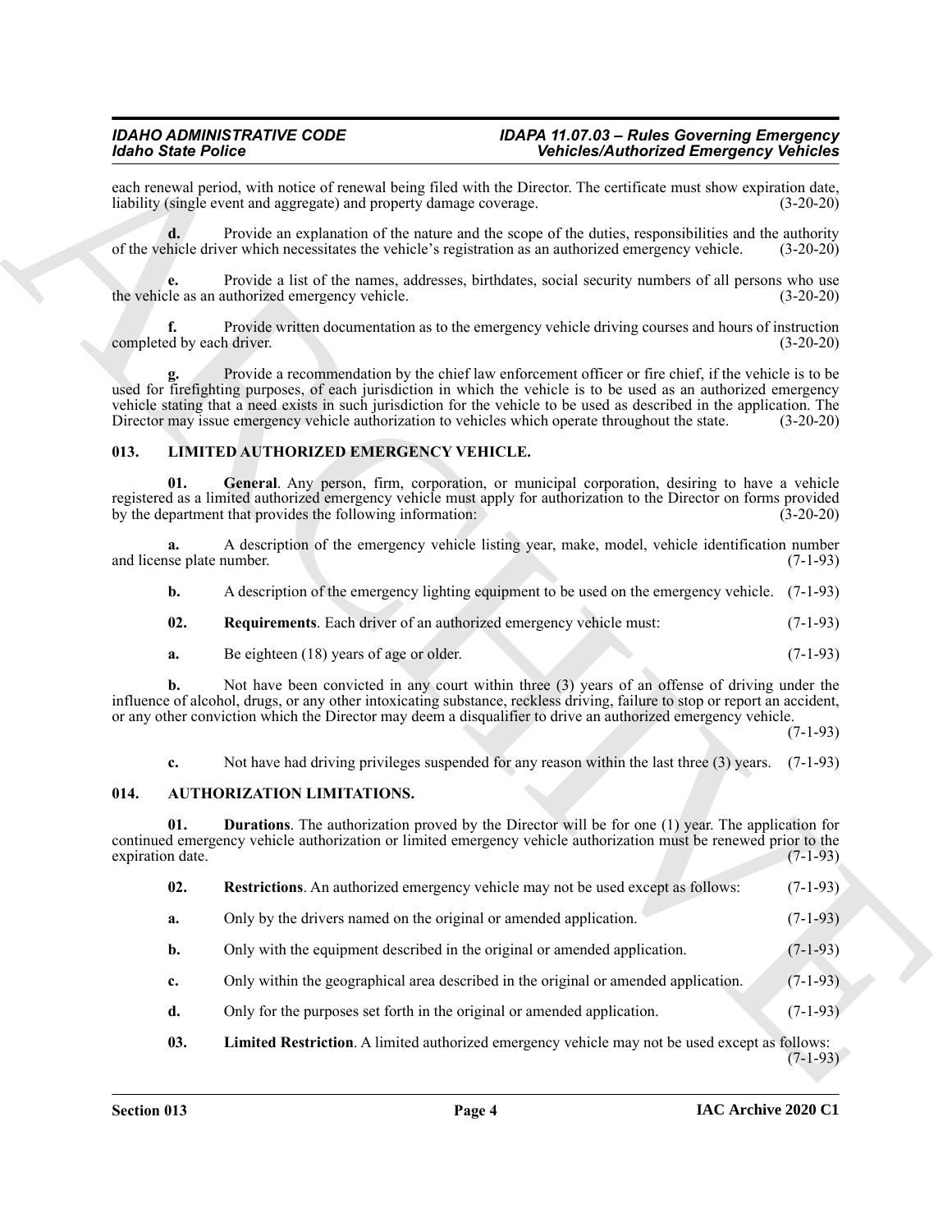each renewal period, with notice of renewal being filed with the Director. The certificate must show expiration date, liability (single event and aggregate) and property damage coverage. (3-20-20)

**d.** Provide an explanation of the nature and the scope of the duties, responsibilities and the authority of the vehicle driver which necessitates the vehicle's registration as an authorized emergency vehicle. (3-20-20)

**e.** Provide a list of the names, addresses, birthdates, social security numbers of all persons who use the vehicle as an authorized emergency vehicle. (3-20-20)

**f.** Provide written documentation as to the emergency vehicle driving courses and hours of instruction completed by each driver. (3-20-20)

**g.** Provide a recommendation by the chief law enforcement officer or fire chief, if the vehicle is to be used for firefighting purposes, of each jurisdiction in which the vehicle is to be used as an authorized emergency vehicle stating that a need exists in such jurisdiction for the vehicle to be used as described in the application. The Director may issue emergency vehicle authorization to vehicles which operate throughout the state. (3-20-20)

## 013. LIMITED AUTHORIZED EMERGENCY VEHICLE.

**01. General**. Any person, firm, corporation, or municipal corporation, desiring to have a vehicle registered as a limited authorized emergency vehicle must apply for authorization to the Director on forms provided by the department that provides the following information: (3-20-20)

**a.** A description of the emergency vehicle listing year, make, model, vehicle identification number and license plate number. (7-1-93)

**b.** A description of the emergency lighting equipment to be used on the emergency vehicle. (7-1-93)

**02. Requirements**. Each driver of an authorized emergency vehicle must: (7-1-93)

**a.** Be eighteen (18) years of age or older. (7-1-93)

**b.** Not have been convicted in any court within three (3) years of an offense of driving under the influence of alcohol, drugs, or any other intoxicating substance, reckless driving, failure to stop or report an accident, or any other conviction which the Director may deem a disqualifier to drive an authorized emergency vehicle. (7-1-93)

**c.** Not have had driving privileges suspended for any reason within the last three (3) years. (7-1-93)

## 014. AUTHORIZATION LIMITATIONS.

**01. Durations**. The authorization proved by the Director will be for one (1) year. The application for continued emergency vehicle authorization or limited emergency vehicle authorization must be renewed prior to the expiration date. (7-1-93)

**02. Restrictions**. An authorized emergency vehicle may not be used except as follows: (7-1-93)

**a.** Only by the drivers named on the original or amended application. (7-1-93)

**b.** Only with the equipment described in the original or amended application. (7-1-93)

**c.** Only within the geographical area described in the original or amended application. (7-1-93)

**d.** Only for the purposes set forth in the original or amended application. (7-1-93)

**03. Limited Restriction**. A limited authorized emergency vehicle may not be used except as follows: (7-1-93)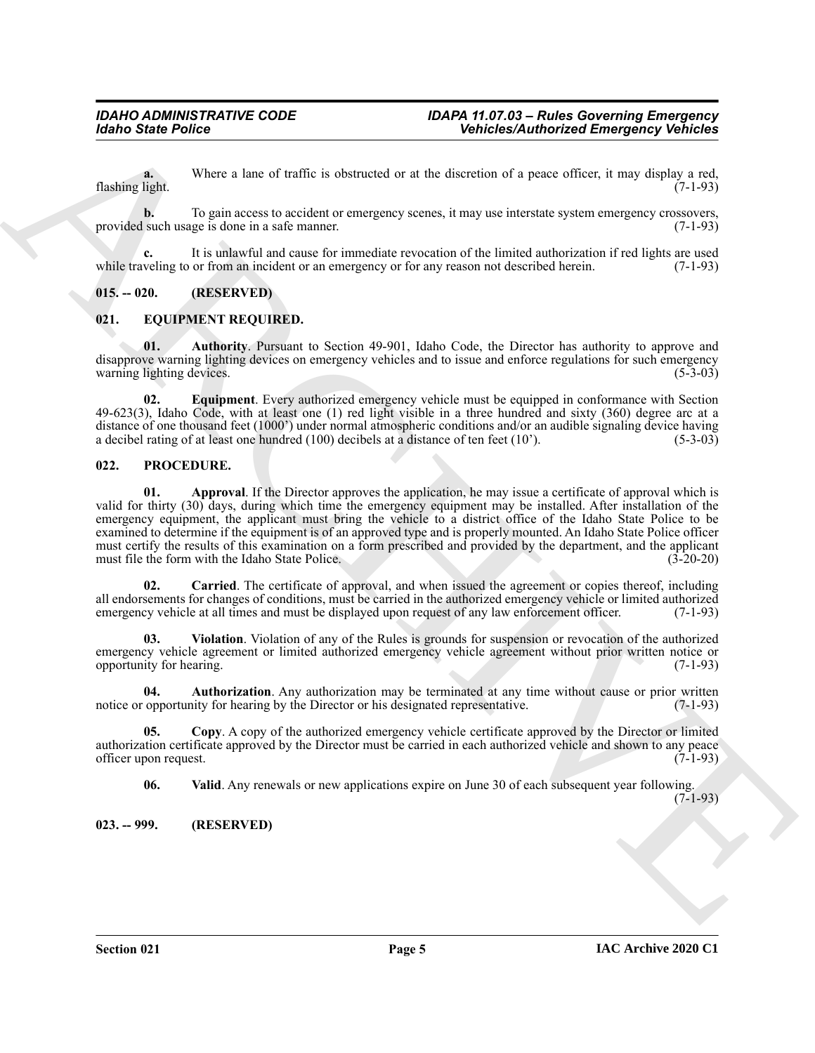**a.** Where a lane of traffic is obstructed or at the discretion of a peace officer, it may display a red, flashing light. (7-1-93)

**b.** To gain access to accident or emergency scenes, it may use interstate system emergency crossovers, provided such usage is done in a safe manner. (7-1-93)

**c.** It is unlawful and cause for immediate revocation of the limited authorization if red lights are used while traveling to or from an incident or an emergency or for any reason not described herein. (7-1-93)

## 015. -- 020. (RESERVED)

## 021. EQUIPMENT REQUIRED.

**01. Authority**. Pursuant to Section 49-901, Idaho Code, the Director has authority to approve and disapprove warning lighting devices on emergency vehicles and to issue and enforce regulations for such emergency warning lighting devices. (5-3-03)

**02. Equipment**. Every authorized emergency vehicle must be equipped in conformance with Section 49-623(3), Idaho Code, with at least one (1) red light visible in a three hundred and sixty (360) degree arc at a distance of one thousand feet (1000') under normal atmospheric conditions and/or an audible signaling device having a decibel rating of at least one hundred (100) decibels at a distance of ten feet (10'). (5-3-03)

## 022. PROCEDURE.

**01. Approval**. If the Director approves the application, he may issue a certificate of approval which is valid for thirty (30) days, during which time the emergency equipment may be installed. After installation of the emergency equipment, the applicant must bring the vehicle to a district office of the Idaho State Police to be examined to determine if the equipment is of an approved type and is properly mounted. An Idaho State Police officer must certify the results of this examination on a form prescribed and provided by the department, and the applicant must file the form with the Idaho State Police. (3-20-20)

**02. Carried**. The certificate of approval, and when issued the agreement or copies thereof, including all endorsements for changes of conditions, must be carried in the authorized emergency vehicle or limited authorized emergency vehicle at all times and must be displayed upon request of any law enforcement officer. (7-1-93)

**03. Violation**. Violation of any of the Rules is grounds for suspension or revocation of the authorized emergency vehicle agreement or limited authorized emergency vehicle agreement without prior written notice or opportunity for hearing. (7-1-93)

**04. Authorization**. Any authorization may be terminated at any time without cause or prior written notice or opportunity for hearing by the Director or his designated representative. (7-1-93)

**05. Copy**. A copy of the authorized emergency vehicle certificate approved by the Director or limited authorization certificate approved by the Director must be carried in each authorized vehicle and shown to any peace officer upon request. (7-1-93)

**06. Valid**. Any renewals or new applications expire on June 30 of each subsequent year following. (7-1-93)

## 023. -- 999. (RESERVED)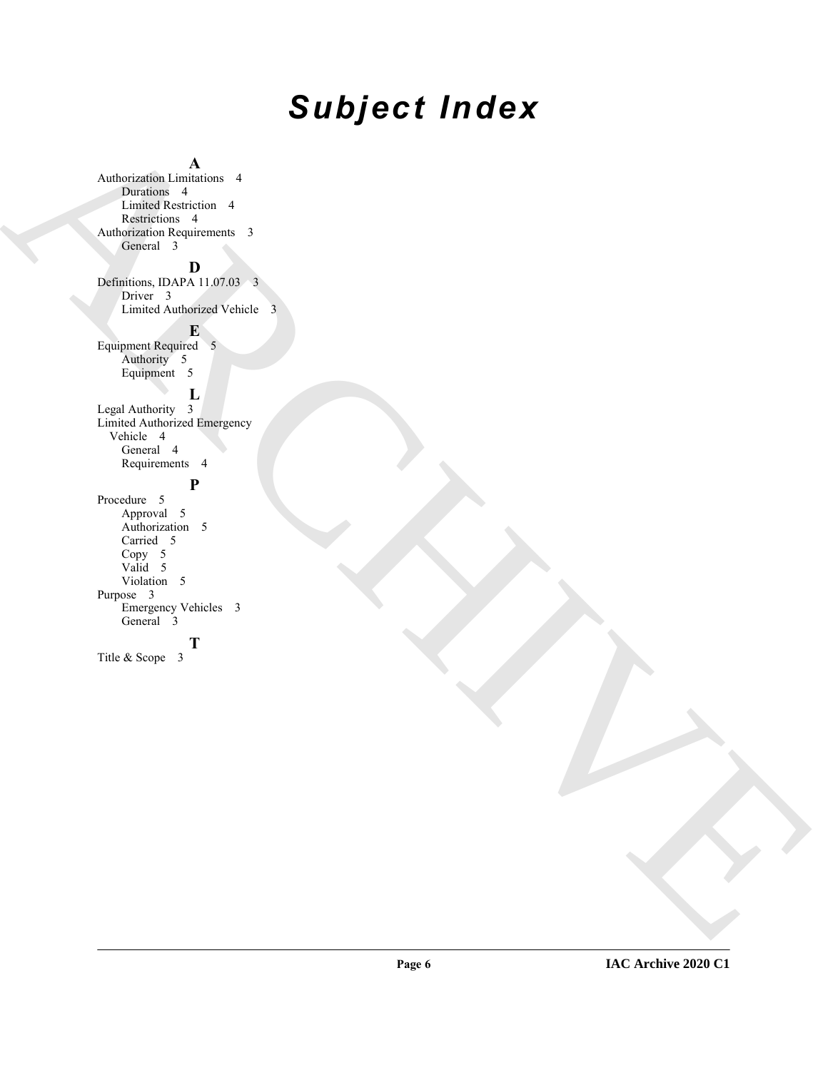# Subject Index

**A**

Authorization Limitations 4
- Durations 4
- Limited Restriction 4
- Restrictions 4

Authorization Requirements 3
- General 3

**D**

Definitions, IDAPA 11.07.03 3
- Driver 3
- Limited Authorized Vehicle 3

**E**

Equipment Required 5
- Authority 5
- Equipment 5

**L**

Legal Authority 3

Limited Authorized Emergency Vehicle 4
- General 4
- Requirements 4

**P**

Procedure 5
- Approval 5
- Authorization 5
- Carried 5
- Copy 5
- Valid 5
- Violation 5

Purpose 3
- Emergency Vehicles 3
- General 3

**T**

Title & Scope 3